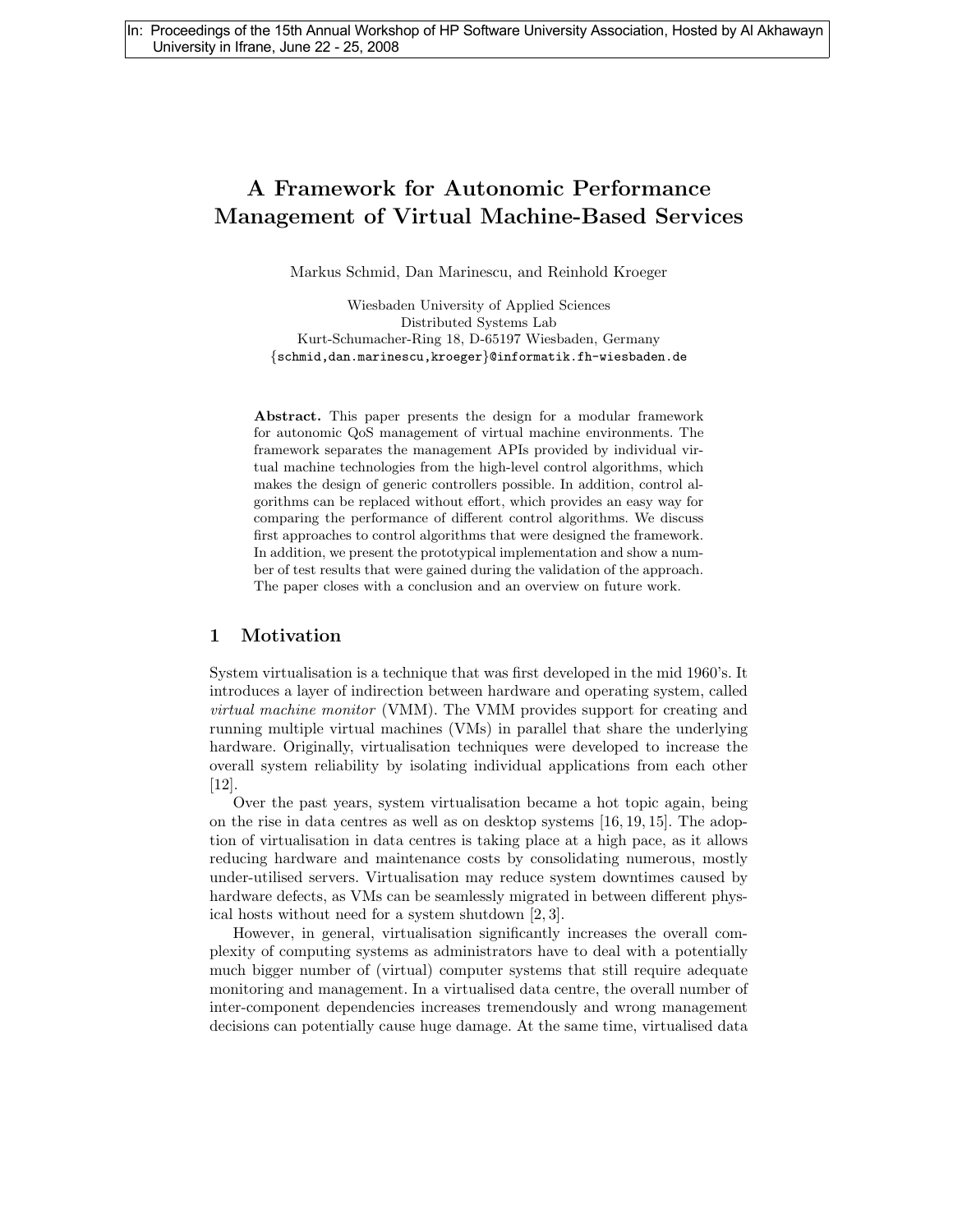In: Proceedings of the 15th Annual Workshop of HP Software University Association, Hosted by Al Akhawayn University in Ifrane, June 22 - 25, 2008

# A Framework for Autonomic Performance Management of Virtual Machine-Based Services

Markus Schmid, Dan Marinescu, and Reinhold Kroeger

Wiesbaden University of Applied Sciences
Distributed Systems Lab
Kurt-Schumacher-Ring 18, D-65197 Wiesbaden, Germany
{schmid,dan.marinescu,kroeger}@informatik.fh-wiesbaden.de

**Abstract.** This paper presents the design for a modular framework for autonomic QoS management of virtual machine environments. The framework separates the management APIs provided by individual virtual machine technologies from the high-level control algorithms, which makes the design of generic controllers possible. In addition, control algorithms can be replaced without effort, which provides an easy way for comparing the performance of different control algorithms. We discuss first approaches to control algorithms that were designed the framework. In addition, we present the prototypical implementation and show a number of test results that were gained during the validation of the approach. The paper closes with a conclusion and an overview on future work.

## 1 Motivation

System virtualisation is a technique that was first developed in the mid 1960's. It introduces a layer of indirection between hardware and operating system, called *virtual machine monitor* (VMM). The VMM provides support for creating and running multiple virtual machines (VMs) in parallel that share the underlying hardware. Originally, virtualisation techniques were developed to increase the overall system reliability by isolating individual applications from each other [12].

Over the past years, system virtualisation became a hot topic again, being on the rise in data centres as well as on desktop systems [16, 19, 15]. The adoption of virtualisation in data centres is taking place at a high pace, as it allows reducing hardware and maintenance costs by consolidating numerous, mostly under-utilised servers. Virtualisation may reduce system downtimes caused by hardware defects, as VMs can be seamlessly migrated in between different physical hosts without need for a system shutdown [2, 3].

However, in general, virtualisation significantly increases the overall complexity of computing systems as administrators have to deal with a potentially much bigger number of (virtual) computer systems that still require adequate monitoring and management. In a virtualised data centre, the overall number of inter-component dependencies increases tremendously and wrong management decisions can potentially cause huge damage. At the same time, virtualised data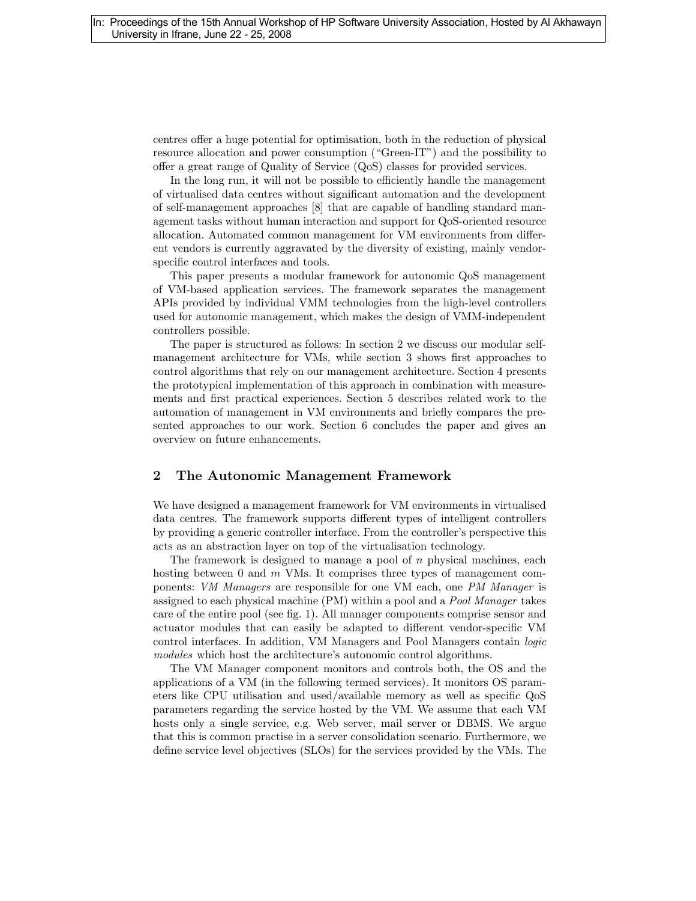centres offer a huge potential for optimisation, both in the reduction of physical resource allocation and power consumption ("Green-IT") and the possibility to offer a great range of Quality of Service (QoS) classes for provided services.

In the long run, it will not be possible to efficiently handle the management of virtualised data centres without significant automation and the development of self-management approaches [8] that are capable of handling standard management tasks without human interaction and support for QoS-oriented resource allocation. Automated common management for VM environments from different vendors is currently aggravated by the diversity of existing, mainly vendor-specific control interfaces and tools.

This paper presents a modular framework for autonomic QoS management of VM-based application services. The framework separates the management APIs provided by individual VMM technologies from the high-level controllers used for autonomic management, which makes the design of VMM-independent controllers possible.

The paper is structured as follows: In section 2 we discuss our modular self-management architecture for VMs, while section 3 shows first approaches to control algorithms that rely on our management architecture. Section 4 presents the prototypical implementation of this approach in combination with measurements and first practical experiences. Section 5 describes related work to the automation of management in VM environments and briefly compares the presented approaches to our work. Section 6 concludes the paper and gives an overview on future enhancements.

## 2 The Autonomic Management Framework

We have designed a management framework for VM environments in virtualised data centres. The framework supports different types of intelligent controllers by providing a generic controller interface. From the controller's perspective this acts as an abstraction layer on top of the virtualisation technology.

The framework is designed to manage a pool of $n$ physical machines, each hosting between 0 and $m$ VMs. It comprises three types of management components: *VM Managers* are responsible for one VM each, one *PM Manager* is assigned to each physical machine (PM) within a pool and a *Pool Manager* takes care of the entire pool (see fig. 1). All manager components comprise sensor and actuator modules that can easily be adapted to different vendor-specific VM control interfaces. In addition, VM Managers and Pool Managers contain *logic modules* which host the architecture's autonomic control algorithms.

The VM Manager component monitors and controls both, the OS and the applications of a VM (in the following termed services). It monitors OS parameters like CPU utilisation and used/available memory as well as specific QoS parameters regarding the service hosted by the VM. We assume that each VM hosts only a single service, e.g. Web server, mail server or DBMS. We argue that this is common practise in a server consolidation scenario. Furthermore, we define service level objectives (SLOs) for the services provided by the VMs. The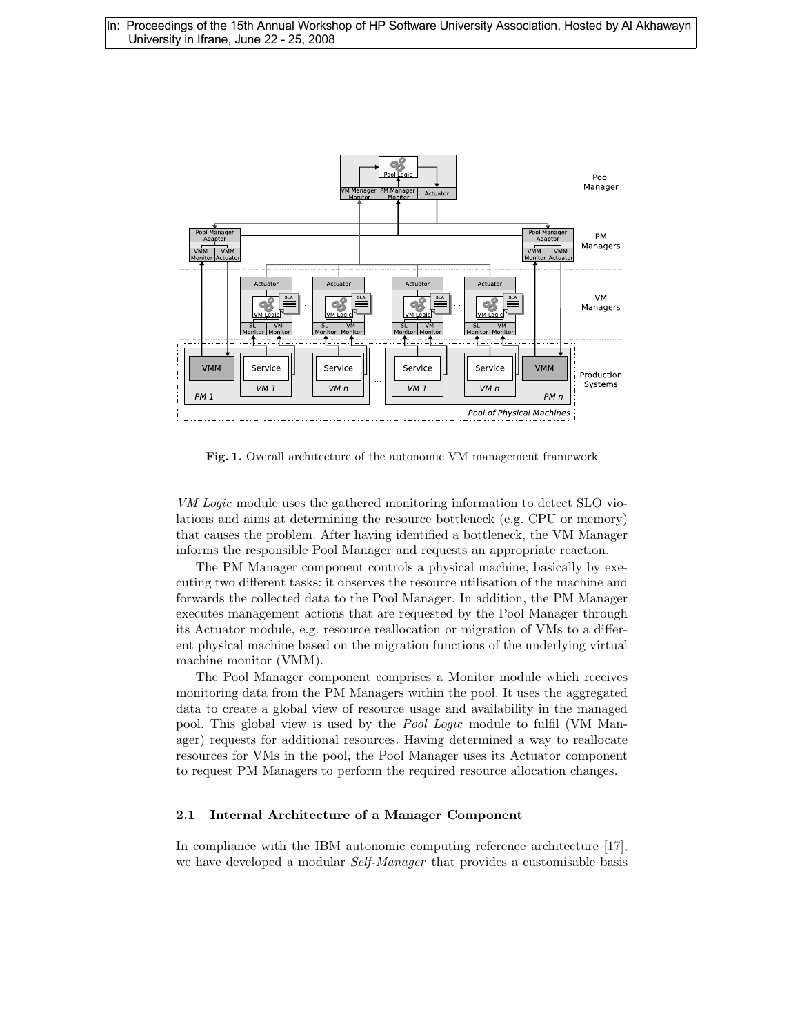Fig. 1. Overall architecture of the autonomic VM management framework

*VM Logic* module uses the gathered monitoring information to detect SLO violations and aims at determining the resource bottleneck (e.g. CPU or memory) that causes the problem. After having identified a bottleneck, the VM Manager informs the responsible Pool Manager and requests an appropriate reaction.

The PM Manager component controls a physical machine, basically by executing two different tasks: it observes the resource utilisation of the machine and forwards the collected data to the Pool Manager. In addition, the PM Manager executes management actions that are requested by the Pool Manager through its Actuator module, e.g. resource reallocation or migration of VMs to a different physical machine based on the migration functions of the underlying virtual machine monitor (VMM).

The Pool Manager component comprises a Monitor module which receives monitoring data from the PM Managers within the pool. It uses the aggregated data to create a global view of resource usage and availability in the managed pool. This global view is used by the *Pool Logic* module to fulfil (VM Manager) requests for additional resources. Having determined a way to reallocate resources for VMs in the pool, the Pool Manager uses its Actuator component to request PM Managers to perform the required resource allocation changes.

### 2.1 Internal Architecture of a Manager Component

In compliance with the IBM autonomic computing reference architecture [17], we have developed a modular *Self-Manager* that provides a customisable basis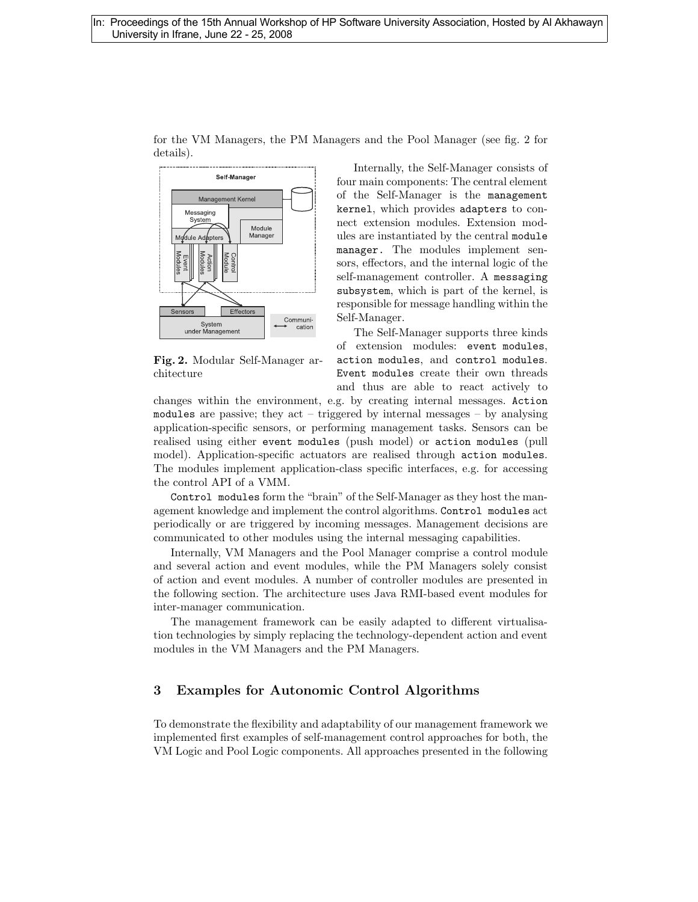for the VM Managers, the PM Managers and the Pool Manager (see fig. 2 for details).

**Fig. 2.** Modular Self-Manager architecture

Internally, the Self-Manager consists of four main components: The central element of the Self-Manager is the `management kernel`, which provides `adapters` to connect extension modules. Extension modules are instantiated by the central `module manager`. The modules implement sensors, effectors, and the internal logic of the self-management controller. A `messaging subsystem`, which is part of the kernel, is responsible for message handling within the Self-Manager.

The Self-Manager supports three kinds of extension modules: `event modules`, `action modules`, and `control modules`. `Event modules` create their own threads and thus are able to react actively to changes within the environment, e.g. by creating internal messages. `Action modules` are passive; they act – triggered by internal messages – by analysing application-specific sensors, or performing management tasks. Sensors can be realised using either `event modules` (push model) or `action modules` (pull model). Application-specific actuators are realised through `action modules`. The modules implement application-class specific interfaces, e.g. for accessing the control API of a VMM.

`Control modules` form the "brain" of the Self-Manager as they host the management knowledge and implement the control algorithms. `Control modules` act periodically or are triggered by incoming messages. Management decisions are communicated to other modules using the internal messaging capabilities.

Internally, VM Managers and the Pool Manager comprise a control module and several action and event modules, while the PM Managers solely consist of action and event modules. A number of controller modules are presented in the following section. The architecture uses Java RMI-based event modules for inter-manager communication.

The management framework can be easily adapted to different virtualisation technologies by simply replacing the technology-dependent action and event modules in the VM Managers and the PM Managers.

## 3 Examples for Autonomic Control Algorithms

To demonstrate the flexibility and adaptability of our management framework we implemented first examples of self-management control approaches for both, the VM Logic and Pool Logic components. All approaches presented in the following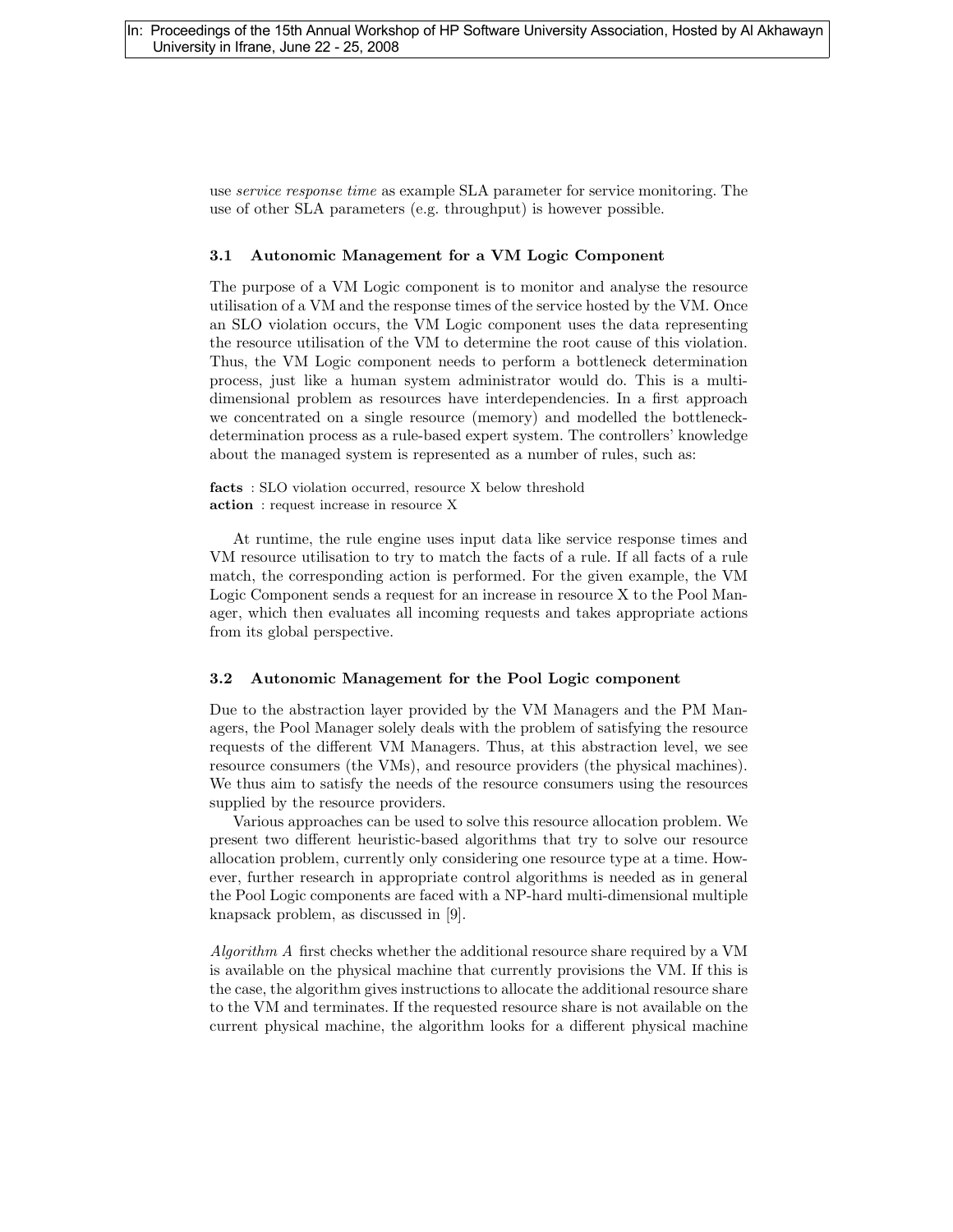use *service response time* as example SLA parameter for service monitoring. The use of other SLA parameters (e.g. throughput) is however possible.

### 3.1 Autonomic Management for a VM Logic Component

The purpose of a VM Logic component is to monitor and analyse the resource utilisation of a VM and the response times of the service hosted by the VM. Once an SLO violation occurs, the VM Logic component uses the data representing the resource utilisation of the VM to determine the root cause of this violation. Thus, the VM Logic component needs to perform a bottleneck determination process, just like a human system administrator would do. This is a multi-dimensional problem as resources have interdependencies. In a first approach we concentrated on a single resource (memory) and modelled the bottleneck-determination process as a rule-based expert system. The controllers' knowledge about the managed system is represented as a number of rules, such as:

**facts** : SLO violation occurred, resource X below threshold
**action** : request increase in resource X

At runtime, the rule engine uses input data like service response times and VM resource utilisation to try to match the facts of a rule. If all facts of a rule match, the corresponding action is performed. For the given example, the VM Logic Component sends a request for an increase in resource X to the Pool Manager, which then evaluates all incoming requests and takes appropriate actions from its global perspective.

### 3.2 Autonomic Management for the Pool Logic component

Due to the abstraction layer provided by the VM Managers and the PM Managers, the Pool Manager solely deals with the problem of satisfying the resource requests of the different VM Managers. Thus, at this abstraction level, we see resource consumers (the VMs), and resource providers (the physical machines). We thus aim to satisfy the needs of the resource consumers using the resources supplied by the resource providers.

Various approaches can be used to solve this resource allocation problem. We present two different heuristic-based algorithms that try to solve our resource allocation problem, currently only considering one resource type at a time. However, further research in appropriate control algorithms is needed as in general the Pool Logic components are faced with a NP-hard multi-dimensional multiple knapsack problem, as discussed in [9].

*Algorithm A* first checks whether the additional resource share required by a VM is available on the physical machine that currently provisions the VM. If this is the case, the algorithm gives instructions to allocate the additional resource share to the VM and terminates. If the requested resource share is not available on the current physical machine, the algorithm looks for a different physical machine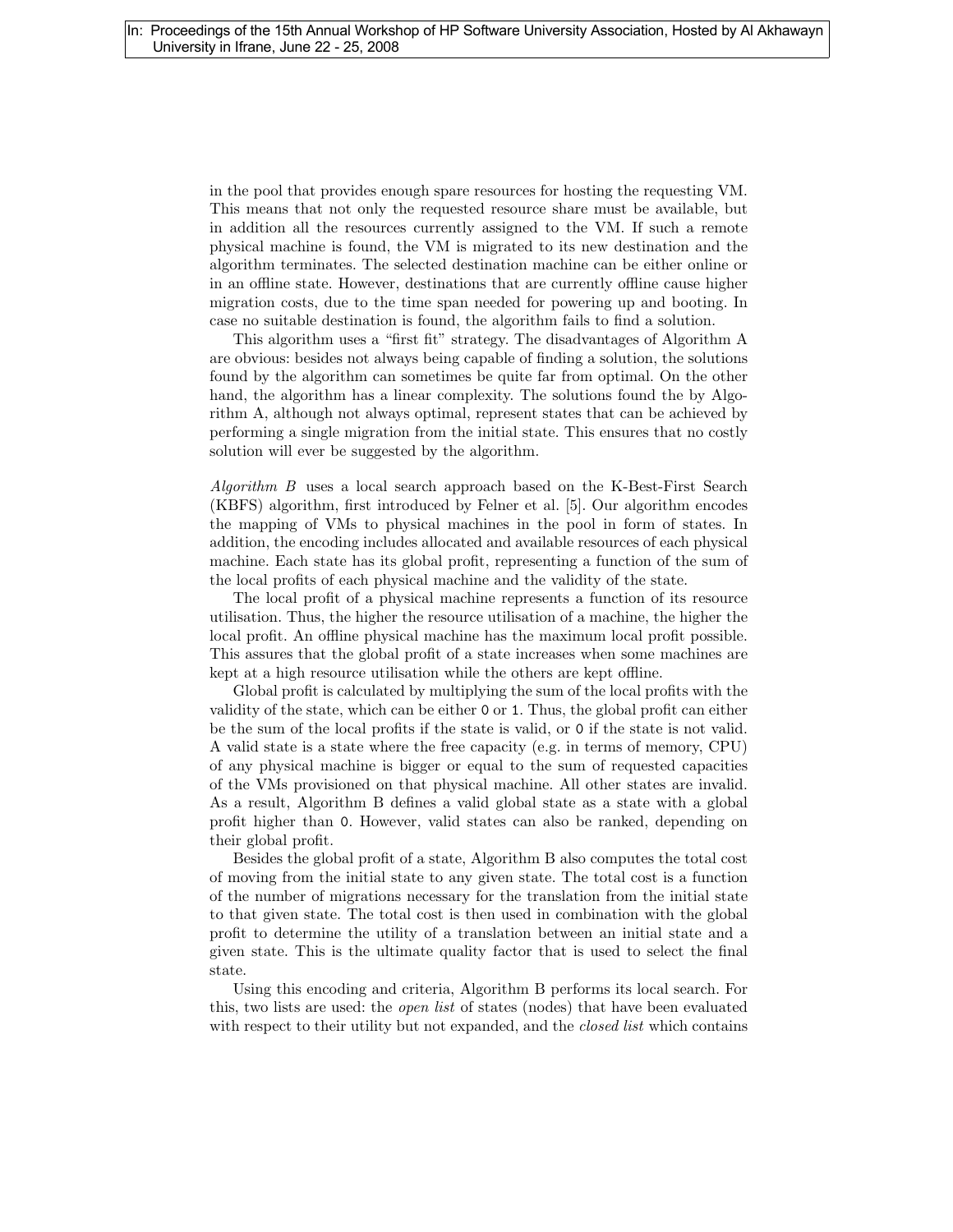in the pool that provides enough spare resources for hosting the requesting VM. This means that not only the requested resource share must be available, but in addition all the resources currently assigned to the VM. If such a remote physical machine is found, the VM is migrated to its new destination and the algorithm terminates. The selected destination machine can be either online or in an offline state. However, destinations that are currently offline cause higher migration costs, due to the time span needed for powering up and booting. In case no suitable destination is found, the algorithm fails to find a solution.

This algorithm uses a "first fit" strategy. The disadvantages of Algorithm A are obvious: besides not always being capable of finding a solution, the solutions found by the algorithm can sometimes be quite far from optimal. On the other hand, the algorithm has a linear complexity. The solutions found the by Algorithm A, although not always optimal, represent states that can be achieved by performing a single migration from the initial state. This ensures that no costly solution will ever be suggested by the algorithm.

*Algorithm B* uses a local search approach based on the K-Best-First Search (KBFS) algorithm, first introduced by Felner et al. [5]. Our algorithm encodes the mapping of VMs to physical machines in the pool in form of states. In addition, the encoding includes allocated and available resources of each physical machine. Each state has its global profit, representing a function of the sum of the local profits of each physical machine and the validity of the state.

The local profit of a physical machine represents a function of its resource utilisation. Thus, the higher the resource utilisation of a machine, the higher the local profit. An offline physical machine has the maximum local profit possible. This assures that the global profit of a state increases when some machines are kept at a high resource utilisation while the others are kept offline.

Global profit is calculated by multiplying the sum of the local profits with the validity of the state, which can be either `0` or `1`. Thus, the global profit can either be the sum of the local profits if the state is valid, or `0` if the state is not valid. A valid state is a state where the free capacity (e.g. in terms of memory, CPU) of any physical machine is bigger or equal to the sum of requested capacities of the VMs provisioned on that physical machine. All other states are invalid. As a result, Algorithm B defines a valid global state as a state with a global profit higher than `0`. However, valid states can also be ranked, depending on their global profit.

Besides the global profit of a state, Algorithm B also computes the total cost of moving from the initial state to any given state. The total cost is a function of the number of migrations necessary for the translation from the initial state to that given state. The total cost is then used in combination with the global profit to determine the utility of a translation between an initial state and a given state. This is the ultimate quality factor that is used to select the final state.

Using this encoding and criteria, Algorithm B performs its local search. For this, two lists are used: the *open list* of states (nodes) that have been evaluated with respect to their utility but not expanded, and the *closed list* which contains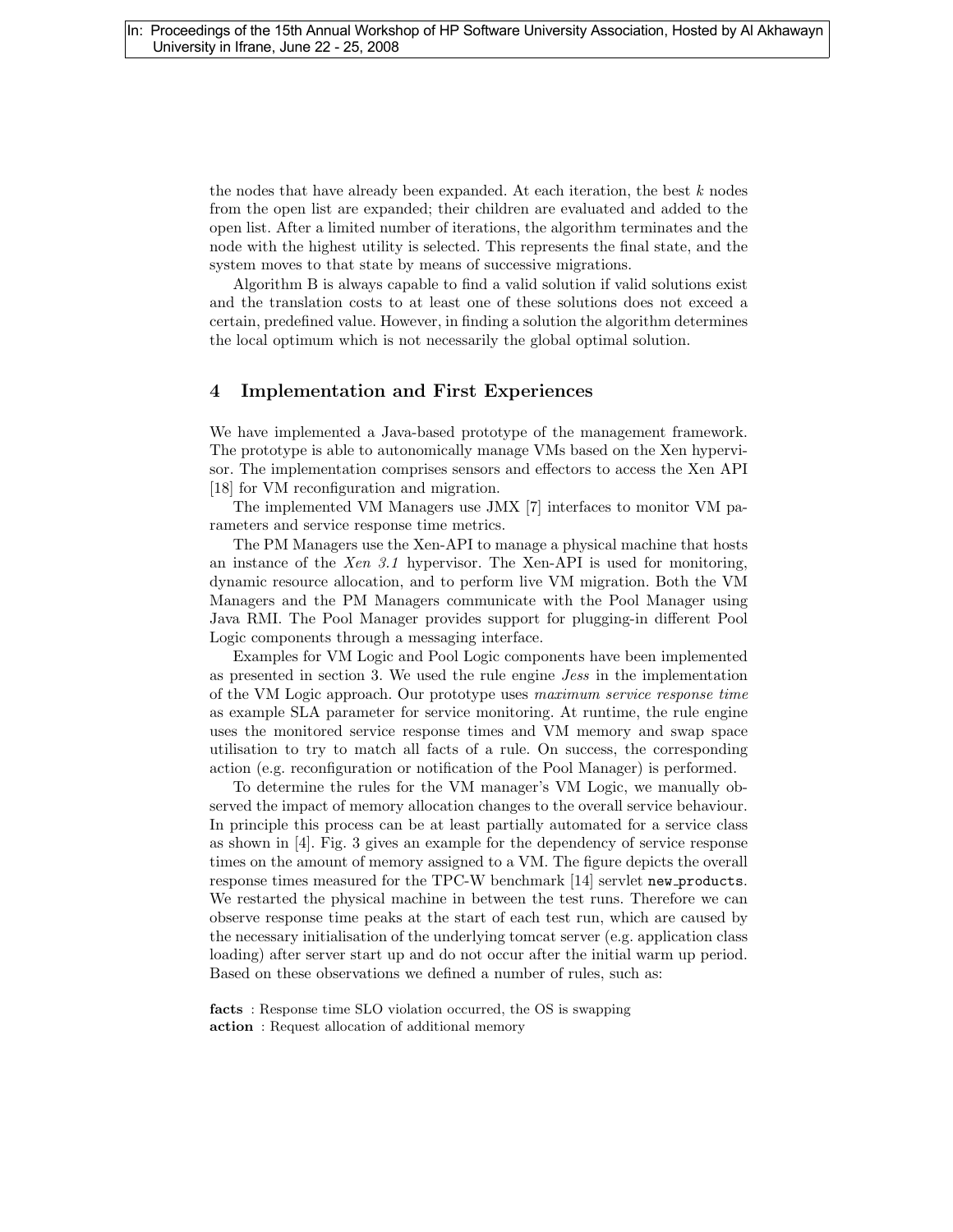the nodes that have already been expanded. At each iteration, the best $k$ nodes from the open list are expanded; their children are evaluated and added to the open list. After a limited number of iterations, the algorithm terminates and the node with the highest utility is selected. This represents the final state, and the system moves to that state by means of successive migrations.

Algorithm B is always capable to find a valid solution if valid solutions exist and the translation costs to at least one of these solutions does not exceed a certain, predefined value. However, in finding a solution the algorithm determines the local optimum which is not necessarily the global optimal solution.

## 4 Implementation and First Experiences

We have implemented a Java-based prototype of the management framework. The prototype is able to autonomically manage VMs based on the Xen hypervisor. The implementation comprises sensors and effectors to access the Xen API [18] for VM reconfiguration and migration.

The implemented VM Managers use JMX [7] interfaces to monitor VM parameters and service response time metrics.

The PM Managers use the Xen-API to manage a physical machine that hosts an instance of the *Xen 3.1* hypervisor. The Xen-API is used for monitoring, dynamic resource allocation, and to perform live VM migration. Both the VM Managers and the PM Managers communicate with the Pool Manager using Java RMI. The Pool Manager provides support for plugging-in different Pool Logic components through a messaging interface.

Examples for VM Logic and Pool Logic components have been implemented as presented in section 3. We used the rule engine *Jess* in the implementation of the VM Logic approach. Our prototype uses *maximum service response time* as example SLA parameter for service monitoring. At runtime, the rule engine uses the monitored service response times and VM memory and swap space utilisation to try to match all facts of a rule. On success, the corresponding action (e.g. reconfiguration or notification of the Pool Manager) is performed.

To determine the rules for the VM manager's VM Logic, we manually observed the impact of memory allocation changes to the overall service behaviour. In principle this process can be at least partially automated for a service class as shown in [4]. Fig. 3 gives an example for the dependency of service response times on the amount of memory assigned to a VM. The figure depicts the overall response times measured for the TPC-W benchmark [14] servlet `new_products`. We restarted the physical machine in between the test runs. Therefore we can observe response time peaks at the start of each test run, which are caused by the necessary initialisation of the underlying tomcat server (e.g. application class loading) after server start up and do not occur after the initial warm up period. Based on these observations we defined a number of rules, such as:

**facts** : Response time SLO violation occurred, the OS is swapping
**action** : Request allocation of additional memory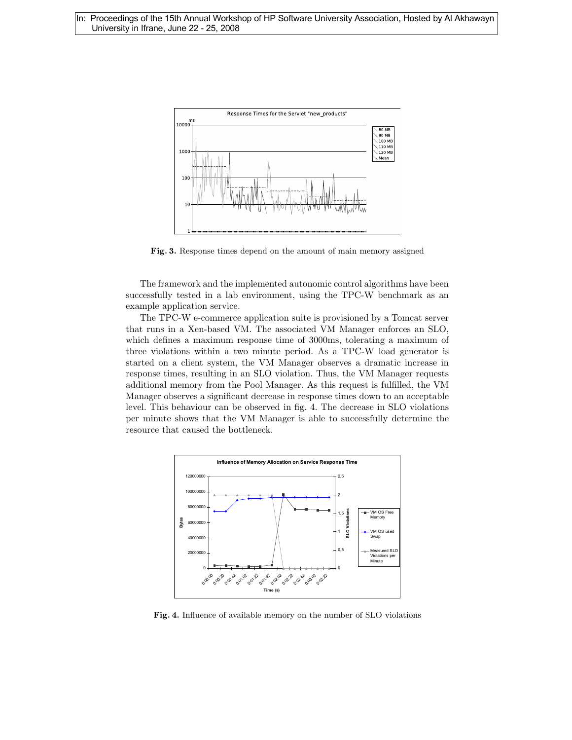**Fig. 3.** Response times depend on the amount of main memory assigned

The framework and the implemented autonomic control algorithms have been successfully tested in a lab environment, using the TPC-W benchmark as an example application service.

The TPC-W e-commerce application suite is provisioned by a Tomcat server that runs in a Xen-based VM. The associated VM Manager enforces an SLO, which defines a maximum response time of 3000ms, tolerating a maximum of three violations within a two minute period. As a TPC-W load generator is started on a client system, the VM Manager observes a dramatic increase in response times, resulting in an SLO violation. Thus, the VM Manager requests additional memory from the Pool Manager. As this request is fulfilled, the VM Manager observes a significant decrease in response times down to an acceptable level. This behaviour can be observed in fig. 4. The decrease in SLO violations per minute shows that the VM Manager is able to successfully determine the resource that caused the bottleneck.

**Fig. 4.** Influence of available memory on the number of SLO violations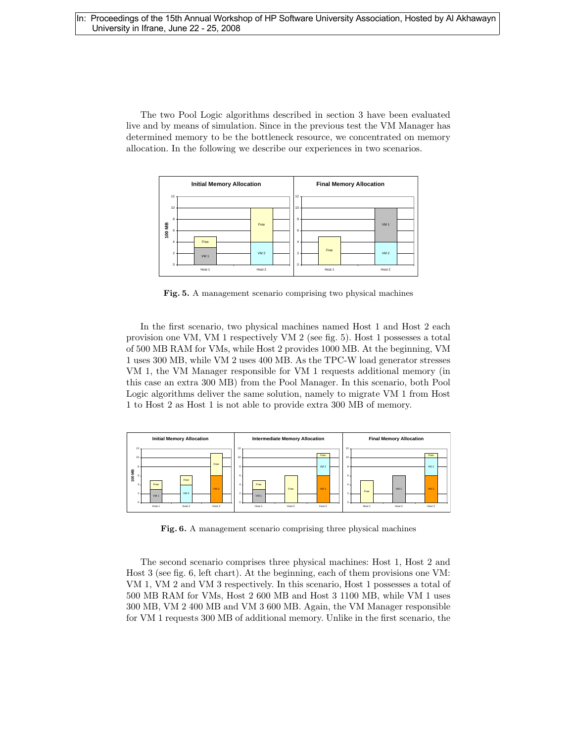The two Pool Logic algorithms described in section 3 have been evaluated live and by means of simulation. Since in the previous test the VM Manager has determined memory to be the bottleneck resource, we concentrated on memory allocation. In the following we describe our experiences in two scenarios.

**Fig. 5.** A management scenario comprising two physical machines

In the first scenario, two physical machines named Host 1 and Host 2 each provision one VM, VM 1 respectively VM 2 (see fig. 5). Host 1 possesses a total of 500 MB RAM for VMs, while Host 2 provides 1000 MB. At the beginning, VM 1 uses 300 MB, while VM 2 uses 400 MB. As the TPC-W load generator stresses VM 1, the VM Manager responsible for VM 1 requests additional memory (in this case an extra 300 MB) from the Pool Manager. In this scenario, both Pool Logic algorithms deliver the same solution, namely to migrate VM 1 from Host 1 to Host 2 as Host 1 is not able to provide extra 300 MB of memory.

**Fig. 6.** A management scenario comprising three physical machines

The second scenario comprises three physical machines: Host 1, Host 2 and Host 3 (see fig. 6, left chart). At the beginning, each of them provisions one VM: VM 1, VM 2 and VM 3 respectively. In this scenario, Host 1 possesses a total of 500 MB RAM for VMs, Host 2 600 MB and Host 3 1100 MB, while VM 1 uses 300 MB, VM 2 400 MB and VM 3 600 MB. Again, the VM Manager responsible for VM 1 requests 300 MB of additional memory. Unlike in the first scenario, the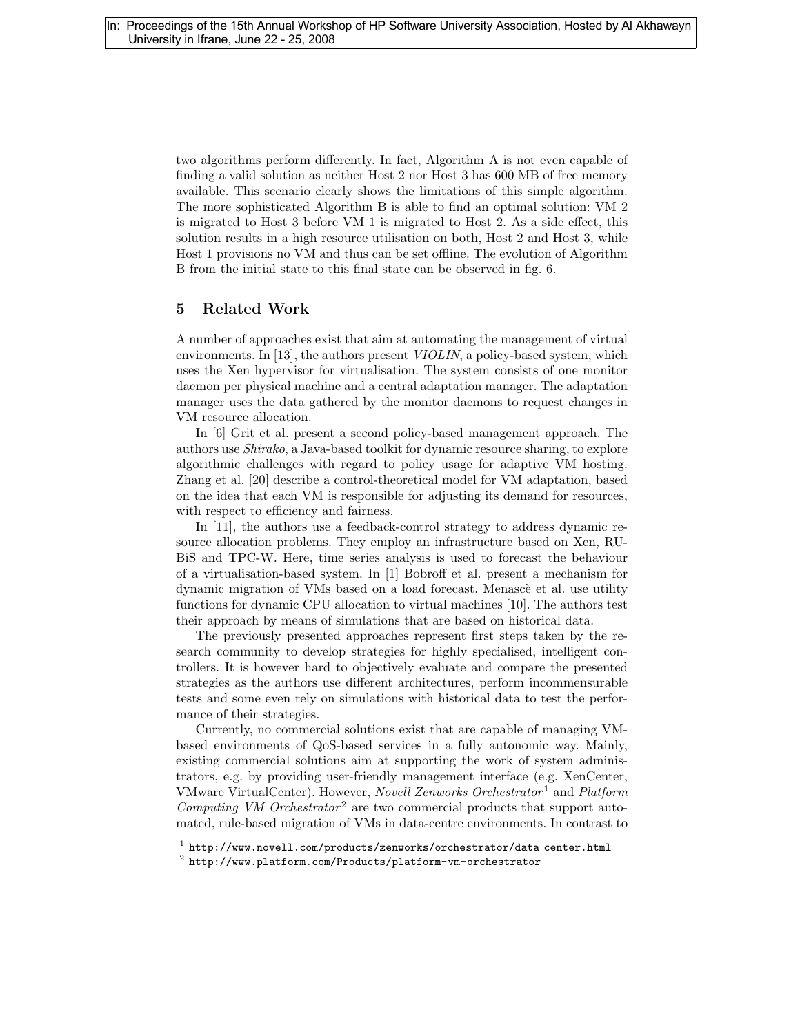two algorithms perform differently. In fact, Algorithm A is not even capable of finding a valid solution as neither Host 2 nor Host 3 has 600 MB of free memory available. This scenario clearly shows the limitations of this simple algorithm. The more sophisticated Algorithm B is able to find an optimal solution: VM 2 is migrated to Host 3 before VM 1 is migrated to Host 2. As a side effect, this solution results in a high resource utilisation on both, Host 2 and Host 3, while Host 1 provisions no VM and thus can be set offline. The evolution of Algorithm B from the initial state to this final state can be observed in fig. 6.

## 5 Related Work

A number of approaches exist that aim at automating the management of virtual environments. In [13], the authors present *VIOLIN*, a policy-based system, which uses the Xen hypervisor for virtualisation. The system consists of one monitor daemon per physical machine and a central adaptation manager. The adaptation manager uses the data gathered by the monitor daemons to request changes in VM resource allocation.

In [6] Grit et al. present a second policy-based management approach. The authors use *Shirako*, a Java-based toolkit for dynamic resource sharing, to explore algorithmic challenges with regard to policy usage for adaptive VM hosting. Zhang et al. [20] describe a control-theoretical model for VM adaptation, based on the idea that each VM is responsible for adjusting its demand for resources, with respect to efficiency and fairness.

In [11], the authors use a feedback-control strategy to address dynamic resource allocation problems. They employ an infrastructure based on Xen, RUBiS and TPC-W. Here, time series analysis is used to forecast the behaviour of a virtualisation-based system. In [1] Bobroff et al. present a mechanism for dynamic migration of VMs based on a load forecast. Menascè et al. use utility functions for dynamic CPU allocation to virtual machines [10]. The authors test their approach by means of simulations that are based on historical data.

The previously presented approaches represent first steps taken by the research community to develop strategies for highly specialised, intelligent controllers. It is however hard to objectively evaluate and compare the presented strategies as the authors use different architectures, perform incommensurable tests and some even rely on simulations with historical data to test the performance of their strategies.

Currently, no commercial solutions exist that are capable of managing VM-based environments of QoS-based services in a fully autonomic way. Mainly, existing commercial solutions aim at supporting the work of system administrators, e.g. by providing user-friendly management interface (e.g. XenCenter, VMware VirtualCenter). However, *Novell Zenworks Orchestrator*[1] and *Platform Computing VM Orchestrator*[2] are two commercial products that support automated, rule-based migration of VMs in data-centre environments. In contrast to

[1] http://www.novell.com/products/zenworks/orchestrator/data_center.html

[2] http://www.platform.com/Products/platform-vm-orchestrator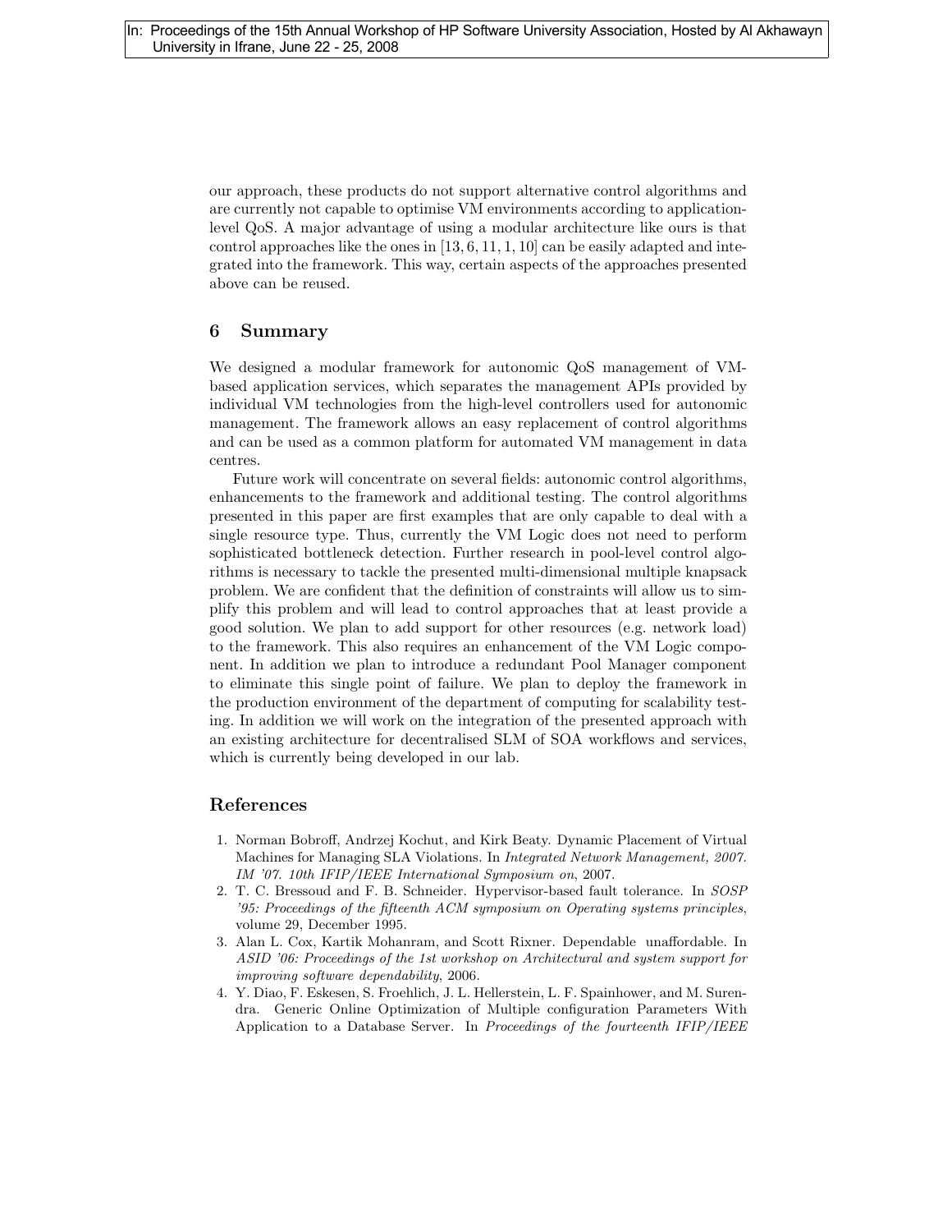our approach, these products do not support alternative control algorithms and are currently not capable to optimise VM environments according to application-level QoS. A major advantage of using a modular architecture like ours is that control approaches like the ones in [13, 6, 11, 1, 10] can be easily adapted and integrated into the framework. This way, certain aspects of the approaches presented above can be reused.

## 6 Summary

We designed a modular framework for autonomic QoS management of VM-based application services, which separates the management APIs provided by individual VM technologies from the high-level controllers used for autonomic management. The framework allows an easy replacement of control algorithms and can be used as a common platform for automated VM management in data centres.

Future work will concentrate on several fields: autonomic control algorithms, enhancements to the framework and additional testing. The control algorithms presented in this paper are first examples that are only capable to deal with a single resource type. Thus, currently the VM Logic does not need to perform sophisticated bottleneck detection. Further research in pool-level control algorithms is necessary to tackle the presented multi-dimensional multiple knapsack problem. We are confident that the definition of constraints will allow us to simplify this problem and will lead to control approaches that at least provide a good solution. We plan to add support for other resources (e.g. network load) to the framework. This also requires an enhancement of the VM Logic component. In addition we plan to introduce a redundant Pool Manager component to eliminate this single point of failure. We plan to deploy the framework in the production environment of the department of computing for scalability testing. In addition we will work on the integration of the presented approach with an existing architecture for decentralised SLM of SOA workflows and services, which is currently being developed in our lab.

## References

1. Norman Bobroff, Andrzej Kochut, and Kirk Beaty. Dynamic Placement of Virtual Machines for Managing SLA Violations. In *Integrated Network Management, 2007. IM '07. 10th IFIP/IEEE International Symposium on*, 2007.
2. T. C. Bressoud and F. B. Schneider. Hypervisor-based fault tolerance. In *SOSP '95: Proceedings of the fifteenth ACM symposium on Operating systems principles*, volume 29, December 1995.
3. Alan L. Cox, Kartik Mohanram, and Scott Rixner. Dependable unaffordable. In *ASID '06: Proceedings of the 1st workshop on Architectural and system support for improving software dependability*, 2006.
4. Y. Diao, F. Eskesen, S. Froehlich, J. L. Hellerstein, L. F. Spainhower, and M. Surendra. Generic Online Optimization of Multiple configuration Parameters With Application to a Database Server. In *Proceedings of the fourteenth IFIP/IEEE*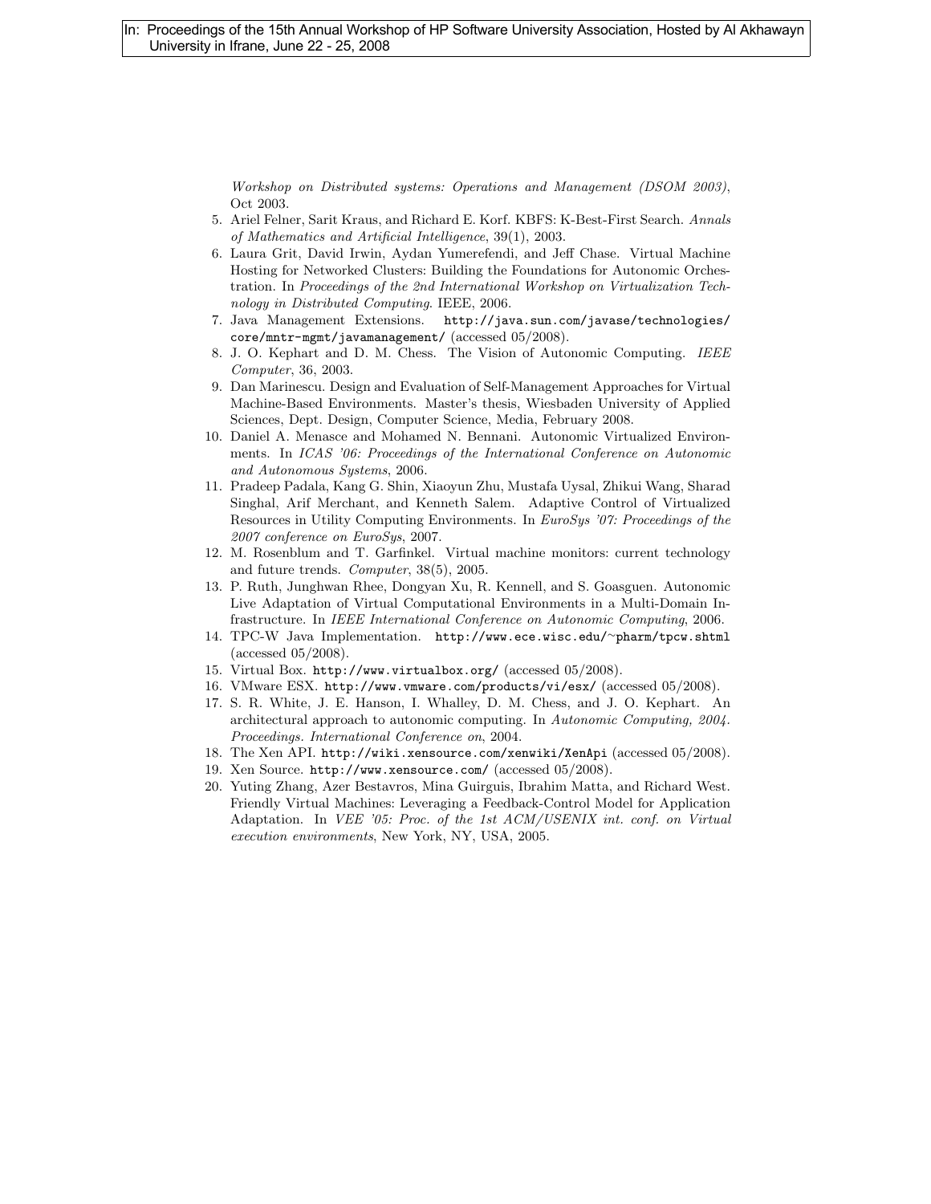*Workshop on Distributed systems: Operations and Management (DSOM 2003)*, Oct 2003.

5. Ariel Felner, Sarit Kraus, and Richard E. Korf. KBFS: K-Best-First Search. *Annals of Mathematics and Artificial Intelligence*, 39(1), 2003.
6. Laura Grit, David Irwin, Aydan Yumerefendi, and Jeff Chase. Virtual Machine Hosting for Networked Clusters: Building the Foundations for Autonomic Orchestration. In *Proceedings of the 2nd International Workshop on Virtualization Technology in Distributed Computing*. IEEE, 2006.
7. Java Management Extensions. `http://java.sun.com/javase/technologies/core/mntr-mgmt/javamanagement/` (accessed 05/2008).
8. J. O. Kephart and D. M. Chess. The Vision of Autonomic Computing. *IEEE Computer*, 36, 2003.
9. Dan Marinescu. Design and Evaluation of Self-Management Approaches for Virtual Machine-Based Environments. Master's thesis, Wiesbaden University of Applied Sciences, Dept. Design, Computer Science, Media, February 2008.
10. Daniel A. Menasce and Mohamed N. Bennani. Autonomic Virtualized Environments. In *ICAS '06: Proceedings of the International Conference on Autonomic and Autonomous Systems*, 2006.
11. Pradeep Padala, Kang G. Shin, Xiaoyun Zhu, Mustafa Uysal, Zhikui Wang, Sharad Singhal, Arif Merchant, and Kenneth Salem. Adaptive Control of Virtualized Resources in Utility Computing Environments. In *EuroSys '07: Proceedings of the 2007 conference on EuroSys*, 2007.
12. M. Rosenblum and T. Garfinkel. Virtual machine monitors: current technology and future trends. *Computer*, 38(5), 2005.
13. P. Ruth, Junghwan Rhee, Dongyan Xu, R. Kennell, and S. Goasguen. Autonomic Live Adaptation of Virtual Computational Environments in a Multi-Domain Infrastructure. In *IEEE International Conference on Autonomic Computing*, 2006.
14. TPC-W Java Implementation. `http://www.ece.wisc.edu/~pharm/tpcw.shtml` (accessed 05/2008).
15. Virtual Box. `http://www.virtualbox.org/` (accessed 05/2008).
16. VMware ESX. `http://www.vmware.com/products/vi/esx/` (accessed 05/2008).
17. S. R. White, J. E. Hanson, I. Whalley, D. M. Chess, and J. O. Kephart. An architectural approach to autonomic computing. In *Autonomic Computing, 2004. Proceedings. International Conference on*, 2004.
18. The Xen API. `http://wiki.xensource.com/xenwiki/XenApi` (accessed 05/2008).
19. Xen Source. `http://www.xensource.com/` (accessed 05/2008).
20. Yuting Zhang, Azer Bestavros, Mina Guirguis, Ibrahim Matta, and Richard West. Friendly Virtual Machines: Leveraging a Feedback-Control Model for Application Adaptation. In *VEE '05: Proc. of the 1st ACM/USENIX int. conf. on Virtual execution environments*, New York, NY, USA, 2005.